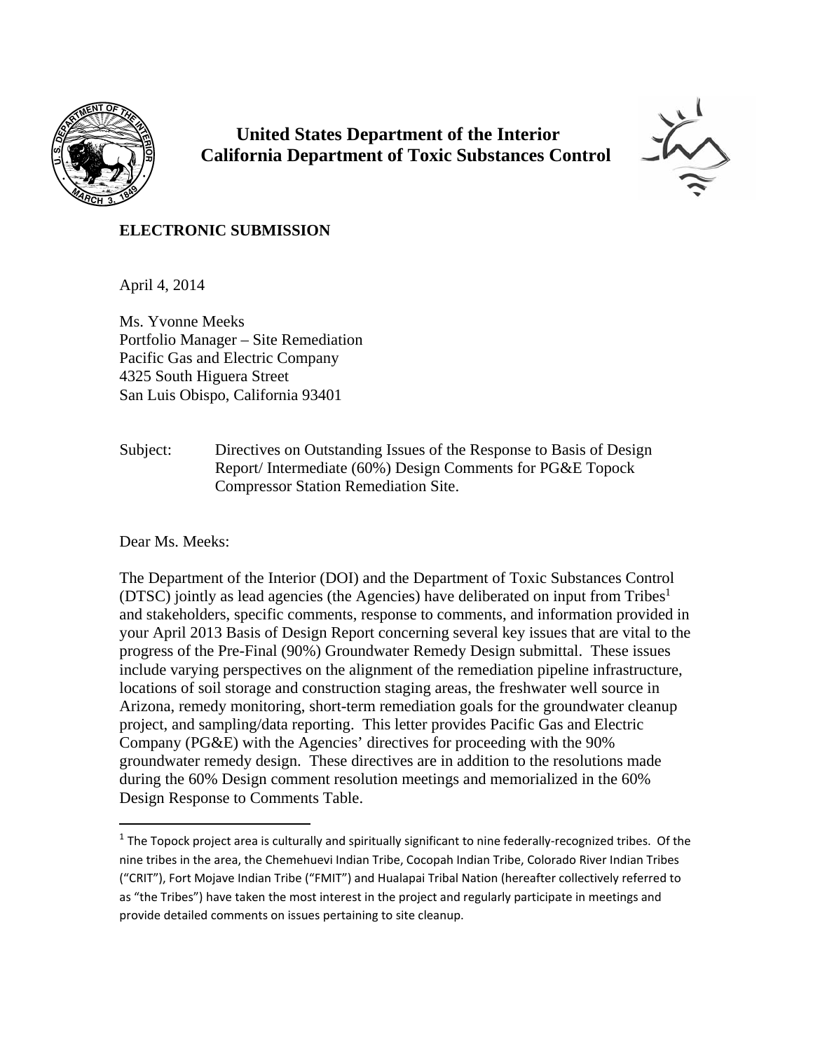**United States Department of the Interior**
**California Department of Toxic Substances Control**

**ELECTRONIC SUBMISSION**

April 4, 2014

Ms. Yvonne Meeks
Portfolio Manager – Site Remediation
Pacific Gas and Electric Company
4325 South Higuera Street
San Luis Obispo, California 93401

Subject: Directives on Outstanding Issues of the Response to Basis of Design Report/ Intermediate (60%) Design Comments for PG&E Topock Compressor Station Remediation Site.

Dear Ms. Meeks:

The Department of the Interior (DOI) and the Department of Toxic Substances Control (DTSC) jointly as lead agencies (the Agencies) have deliberated on input from Tribes[1] and stakeholders, specific comments, response to comments, and information provided in your April 2013 Basis of Design Report concerning several key issues that are vital to the progress of the Pre-Final (90%) Groundwater Remedy Design submittal. These issues include varying perspectives on the alignment of the remediation pipeline infrastructure, locations of soil storage and construction staging areas, the freshwater well source in Arizona, remedy monitoring, short-term remediation goals for the groundwater cleanup project, and sampling/data reporting. This letter provides Pacific Gas and Electric Company (PG&E) with the Agencies' directives for proceeding with the 90% groundwater remedy design. These directives are in addition to the resolutions made during the 60% Design comment resolution meetings and memorialized in the 60% Design Response to Comments Table.

---

[1] The Topock project area is culturally and spiritually significant to nine federally-recognized tribes. Of the nine tribes in the area, the Chemehuevi Indian Tribe, Cocopah Indian Tribe, Colorado River Indian Tribes ("CRIT"), Fort Mojave Indian Tribe ("FMIT") and Hualapai Tribal Nation (hereafter collectively referred to as "the Tribes") have taken the most interest in the project and regularly participate in meetings and provide detailed comments on issues pertaining to site cleanup.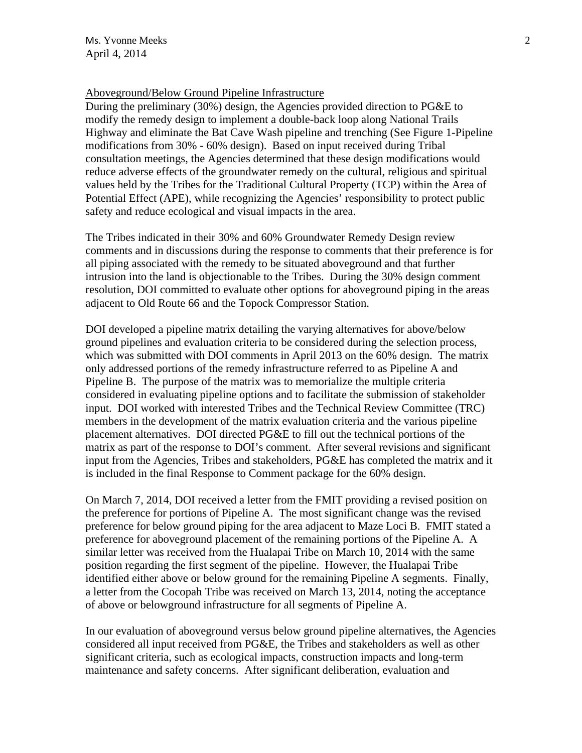Aboveground/Below Ground Pipeline Infrastructure

During the preliminary (30%) design, the Agencies provided direction to PG&E to modify the remedy design to implement a double-back loop along National Trails Highway and eliminate the Bat Cave Wash pipeline and trenching (See Figure 1-Pipeline modifications from 30% - 60% design). Based on input received during Tribal consultation meetings, the Agencies determined that these design modifications would reduce adverse effects of the groundwater remedy on the cultural, religious and spiritual values held by the Tribes for the Traditional Cultural Property (TCP) within the Area of Potential Effect (APE), while recognizing the Agencies' responsibility to protect public safety and reduce ecological and visual impacts in the area.

The Tribes indicated in their 30% and 60% Groundwater Remedy Design review comments and in discussions during the response to comments that their preference is for all piping associated with the remedy to be situated aboveground and that further intrusion into the land is objectionable to the Tribes. During the 30% design comment resolution, DOI committed to evaluate other options for aboveground piping in the areas adjacent to Old Route 66 and the Topock Compressor Station.

DOI developed a pipeline matrix detailing the varying alternatives for above/below ground pipelines and evaluation criteria to be considered during the selection process, which was submitted with DOI comments in April 2013 on the 60% design. The matrix only addressed portions of the remedy infrastructure referred to as Pipeline A and Pipeline B. The purpose of the matrix was to memorialize the multiple criteria considered in evaluating pipeline options and to facilitate the submission of stakeholder input. DOI worked with interested Tribes and the Technical Review Committee (TRC) members in the development of the matrix evaluation criteria and the various pipeline placement alternatives. DOI directed PG&E to fill out the technical portions of the matrix as part of the response to DOI's comment. After several revisions and significant input from the Agencies, Tribes and stakeholders, PG&E has completed the matrix and it is included in the final Response to Comment package for the 60% design.

On March 7, 2014, DOI received a letter from the FMIT providing a revised position on the preference for portions of Pipeline A. The most significant change was the revised preference for below ground piping for the area adjacent to Maze Loci B. FMIT stated a preference for aboveground placement of the remaining portions of the Pipeline A. A similar letter was received from the Hualapai Tribe on March 10, 2014 with the same position regarding the first segment of the pipeline. However, the Hualapai Tribe identified either above or below ground for the remaining Pipeline A segments. Finally, a letter from the Cocopah Tribe was received on March 13, 2014, noting the acceptance of above or belowground infrastructure for all segments of Pipeline A.

In our evaluation of aboveground versus below ground pipeline alternatives, the Agencies considered all input received from PG&E, the Tribes and stakeholders as well as other significant criteria, such as ecological impacts, construction impacts and long-term maintenance and safety concerns. After significant deliberation, evaluation and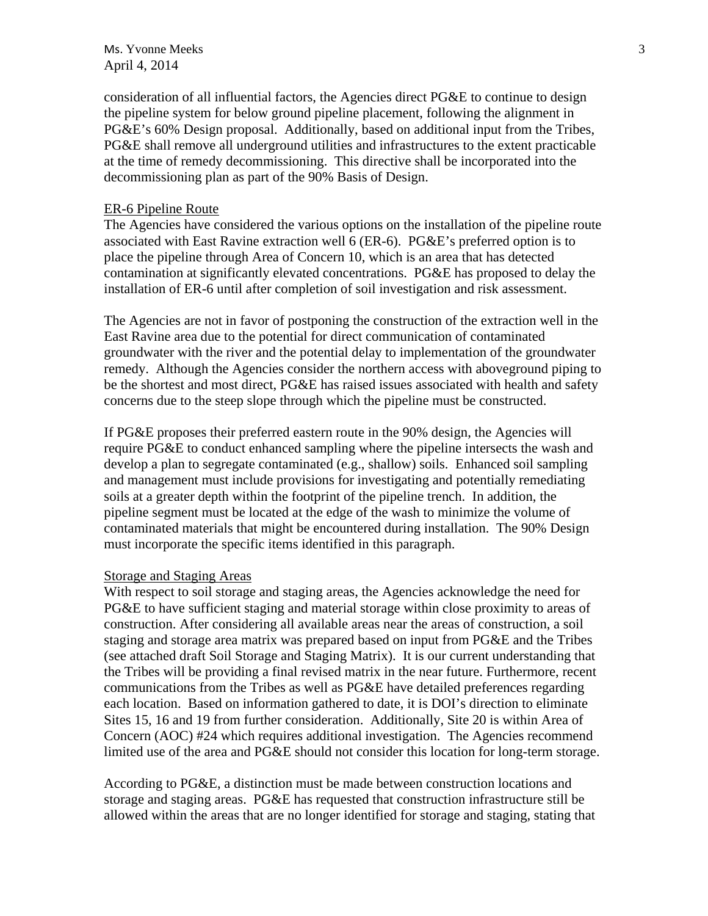consideration of all influential factors, the Agencies direct PG&E to continue to design the pipeline system for below ground pipeline placement, following the alignment in PG&E's 60% Design proposal. Additionally, based on additional input from the Tribes, PG&E shall remove all underground utilities and infrastructures to the extent practicable at the time of remedy decommissioning. This directive shall be incorporated into the decommissioning plan as part of the 90% Basis of Design.

ER-6 Pipeline Route

The Agencies have considered the various options on the installation of the pipeline route associated with East Ravine extraction well 6 (ER-6). PG&E's preferred option is to place the pipeline through Area of Concern 10, which is an area that has detected contamination at significantly elevated concentrations. PG&E has proposed to delay the installation of ER-6 until after completion of soil investigation and risk assessment.

The Agencies are not in favor of postponing the construction of the extraction well in the East Ravine area due to the potential for direct communication of contaminated groundwater with the river and the potential delay to implementation of the groundwater remedy. Although the Agencies consider the northern access with aboveground piping to be the shortest and most direct, PG&E has raised issues associated with health and safety concerns due to the steep slope through which the pipeline must be constructed.

If PG&E proposes their preferred eastern route in the 90% design, the Agencies will require PG&E to conduct enhanced sampling where the pipeline intersects the wash and develop a plan to segregate contaminated (e.g., shallow) soils. Enhanced soil sampling and management must include provisions for investigating and potentially remediating soils at a greater depth within the footprint of the pipeline trench. In addition, the pipeline segment must be located at the edge of the wash to minimize the volume of contaminated materials that might be encountered during installation. The 90% Design must incorporate the specific items identified in this paragraph.

Storage and Staging Areas

With respect to soil storage and staging areas, the Agencies acknowledge the need for PG&E to have sufficient staging and material storage within close proximity to areas of construction. After considering all available areas near the areas of construction, a soil staging and storage area matrix was prepared based on input from PG&E and the Tribes (see attached draft Soil Storage and Staging Matrix). It is our current understanding that the Tribes will be providing a final revised matrix in the near future. Furthermore, recent communications from the Tribes as well as PG&E have detailed preferences regarding each location. Based on information gathered to date, it is DOI's direction to eliminate Sites 15, 16 and 19 from further consideration. Additionally, Site 20 is within Area of Concern (AOC) #24 which requires additional investigation. The Agencies recommend limited use of the area and PG&E should not consider this location for long-term storage.

According to PG&E, a distinction must be made between construction locations and storage and staging areas. PG&E has requested that construction infrastructure still be allowed within the areas that are no longer identified for storage and staging, stating that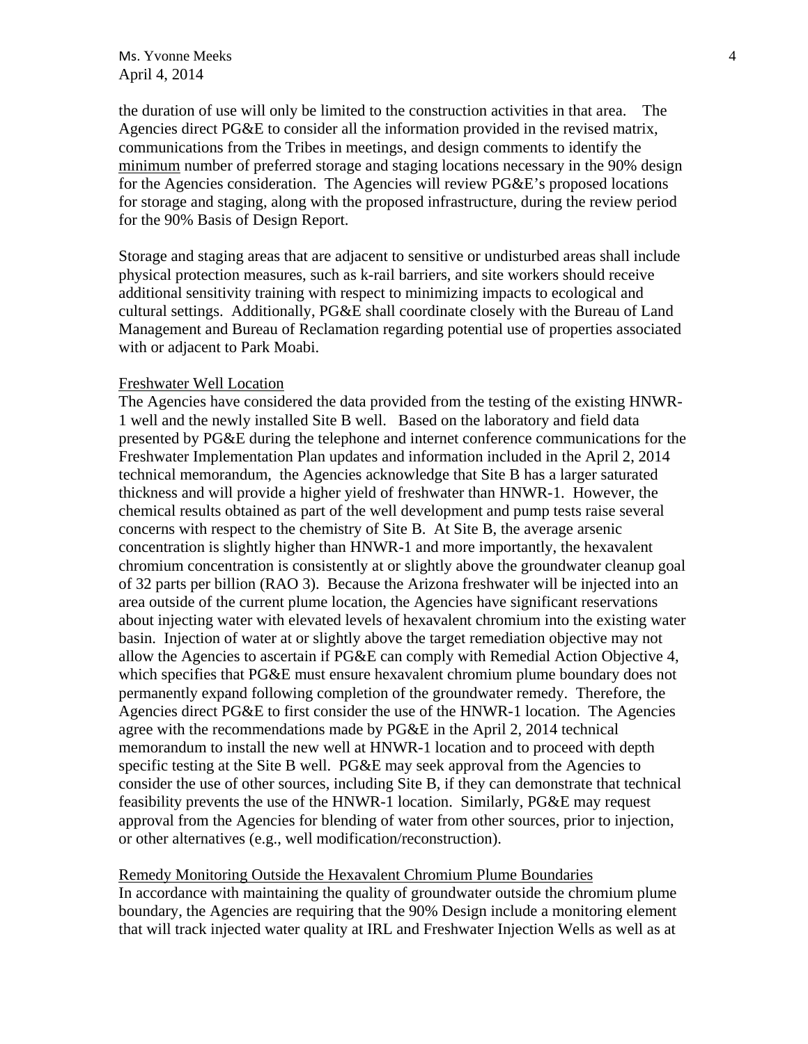the duration of use will only be limited to the construction activities in that area. The Agencies direct PG&E to consider all the information provided in the revised matrix, communications from the Tribes in meetings, and design comments to identify the <u>minimum</u> number of preferred storage and staging locations necessary in the 90% design for the Agencies consideration. The Agencies will review PG&E's proposed locations for storage and staging, along with the proposed infrastructure, during the review period for the 90% Basis of Design Report.

Storage and staging areas that are adjacent to sensitive or undisturbed areas shall include physical protection measures, such as k-rail barriers, and site workers should receive additional sensitivity training with respect to minimizing impacts to ecological and cultural settings. Additionally, PG&E shall coordinate closely with the Bureau of Land Management and Bureau of Reclamation regarding potential use of properties associated with or adjacent to Park Moabi.

<u>Freshwater Well Location</u>

The Agencies have considered the data provided from the testing of the existing HNWR-1 well and the newly installed Site B well. Based on the laboratory and field data presented by PG&E during the telephone and internet conference communications for the Freshwater Implementation Plan updates and information included in the April 2, 2014 technical memorandum, the Agencies acknowledge that Site B has a larger saturated thickness and will provide a higher yield of freshwater than HNWR-1. However, the chemical results obtained as part of the well development and pump tests raise several concerns with respect to the chemistry of Site B. At Site B, the average arsenic concentration is slightly higher than HNWR-1 and more importantly, the hexavalent chromium concentration is consistently at or slightly above the groundwater cleanup goal of 32 parts per billion (RAO 3). Because the Arizona freshwater will be injected into an area outside of the current plume location, the Agencies have significant reservations about injecting water with elevated levels of hexavalent chromium into the existing water basin. Injection of water at or slightly above the target remediation objective may not allow the Agencies to ascertain if PG&E can comply with Remedial Action Objective 4, which specifies that PG&E must ensure hexavalent chromium plume boundary does not permanently expand following completion of the groundwater remedy. Therefore, the Agencies direct PG&E to first consider the use of the HNWR-1 location. The Agencies agree with the recommendations made by PG&E in the April 2, 2014 technical memorandum to install the new well at HNWR-1 location and to proceed with depth specific testing at the Site B well. PG&E may seek approval from the Agencies to consider the use of other sources, including Site B, if they can demonstrate that technical feasibility prevents the use of the HNWR-1 location. Similarly, PG&E may request approval from the Agencies for blending of water from other sources, prior to injection, or other alternatives (e.g., well modification/reconstruction).

<u>Remedy Monitoring Outside the Hexavalent Chromium Plume Boundaries</u>

In accordance with maintaining the quality of groundwater outside the chromium plume boundary, the Agencies are requiring that the 90% Design include a monitoring element that will track injected water quality at IRL and Freshwater Injection Wells as well as at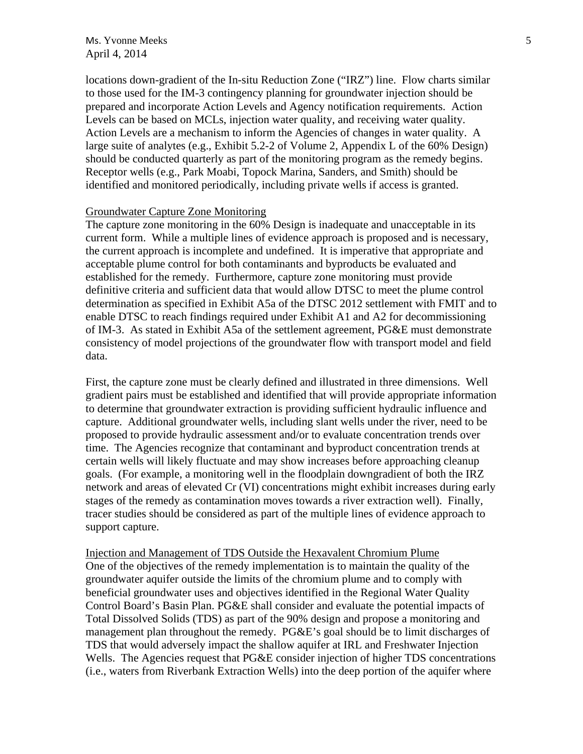locations down-gradient of the In-situ Reduction Zone ("IRZ") line. Flow charts similar to those used for the IM-3 contingency planning for groundwater injection should be prepared and incorporate Action Levels and Agency notification requirements. Action Levels can be based on MCLs, injection water quality, and receiving water quality. Action Levels are a mechanism to inform the Agencies of changes in water quality. A large suite of analytes (e.g., Exhibit 5.2-2 of Volume 2, Appendix L of the 60% Design) should be conducted quarterly as part of the monitoring program as the remedy begins. Receptor wells (e.g., Park Moabi, Topock Marina, Sanders, and Smith) should be identified and monitored periodically, including private wells if access is granted.

## Groundwater Capture Zone Monitoring

The capture zone monitoring in the 60% Design is inadequate and unacceptable in its current form. While a multiple lines of evidence approach is proposed and is necessary, the current approach is incomplete and undefined. It is imperative that appropriate and acceptable plume control for both contaminants and byproducts be evaluated and established for the remedy. Furthermore, capture zone monitoring must provide definitive criteria and sufficient data that would allow DTSC to meet the plume control determination as specified in Exhibit A5a of the DTSC 2012 settlement with FMIT and to enable DTSC to reach findings required under Exhibit A1 and A2 for decommissioning of IM-3. As stated in Exhibit A5a of the settlement agreement, PG&E must demonstrate consistency of model projections of the groundwater flow with transport model and field data.

First, the capture zone must be clearly defined and illustrated in three dimensions. Well gradient pairs must be established and identified that will provide appropriate information to determine that groundwater extraction is providing sufficient hydraulic influence and capture. Additional groundwater wells, including slant wells under the river, need to be proposed to provide hydraulic assessment and/or to evaluate concentration trends over time. The Agencies recognize that contaminant and byproduct concentration trends at certain wells will likely fluctuate and may show increases before approaching cleanup goals. (For example, a monitoring well in the floodplain downgradient of both the IRZ network and areas of elevated Cr (VI) concentrations might exhibit increases during early stages of the remedy as contamination moves towards a river extraction well). Finally, tracer studies should be considered as part of the multiple lines of evidence approach to support capture.

## Injection and Management of TDS Outside the Hexavalent Chromium Plume

One of the objectives of the remedy implementation is to maintain the quality of the groundwater aquifer outside the limits of the chromium plume and to comply with beneficial groundwater uses and objectives identified in the Regional Water Quality Control Board's Basin Plan. PG&E shall consider and evaluate the potential impacts of Total Dissolved Solids (TDS) as part of the 90% design and propose a monitoring and management plan throughout the remedy. PG&E's goal should be to limit discharges of TDS that would adversely impact the shallow aquifer at IRL and Freshwater Injection Wells. The Agencies request that PG&E consider injection of higher TDS concentrations (i.e., waters from Riverbank Extraction Wells) into the deep portion of the aquifer where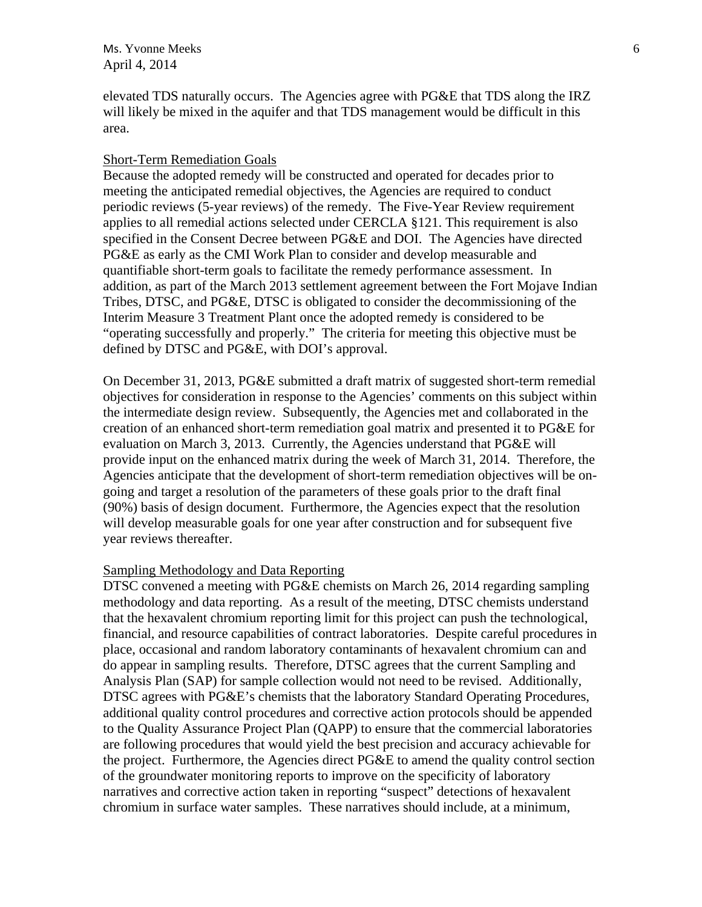elevated TDS naturally occurs. The Agencies agree with PG&E that TDS along the IRZ will likely be mixed in the aquifer and that TDS management would be difficult in this area.

<u>Short-Term Remediation Goals</u>

Because the adopted remedy will be constructed and operated for decades prior to meeting the anticipated remedial objectives, the Agencies are required to conduct periodic reviews (5-year reviews) of the remedy. The Five-Year Review requirement applies to all remedial actions selected under CERCLA §121. This requirement is also specified in the Consent Decree between PG&E and DOI. The Agencies have directed PG&E as early as the CMI Work Plan to consider and develop measurable and quantifiable short-term goals to facilitate the remedy performance assessment. In addition, as part of the March 2013 settlement agreement between the Fort Mojave Indian Tribes, DTSC, and PG&E, DTSC is obligated to consider the decommissioning of the Interim Measure 3 Treatment Plant once the adopted remedy is considered to be "operating successfully and properly." The criteria for meeting this objective must be defined by DTSC and PG&E, with DOI's approval.

On December 31, 2013, PG&E submitted a draft matrix of suggested short-term remedial objectives for consideration in response to the Agencies' comments on this subject within the intermediate design review. Subsequently, the Agencies met and collaborated in the creation of an enhanced short-term remediation goal matrix and presented it to PG&E for evaluation on March 3, 2013. Currently, the Agencies understand that PG&E will provide input on the enhanced matrix during the week of March 31, 2014. Therefore, the Agencies anticipate that the development of short-term remediation objectives will be on-going and target a resolution of the parameters of these goals prior to the draft final (90%) basis of design document. Furthermore, the Agencies expect that the resolution will develop measurable goals for one year after construction and for subsequent five year reviews thereafter.

<u>Sampling Methodology and Data Reporting</u>

DTSC convened a meeting with PG&E chemists on March 26, 2014 regarding sampling methodology and data reporting. As a result of the meeting, DTSC chemists understand that the hexavalent chromium reporting limit for this project can push the technological, financial, and resource capabilities of contract laboratories. Despite careful procedures in place, occasional and random laboratory contaminants of hexavalent chromium can and do appear in sampling results. Therefore, DTSC agrees that the current Sampling and Analysis Plan (SAP) for sample collection would not need to be revised. Additionally, DTSC agrees with PG&E's chemists that the laboratory Standard Operating Procedures, additional quality control procedures and corrective action protocols should be appended to the Quality Assurance Project Plan (QAPP) to ensure that the commercial laboratories are following procedures that would yield the best precision and accuracy achievable for the project. Furthermore, the Agencies direct PG&E to amend the quality control section of the groundwater monitoring reports to improve on the specificity of laboratory narratives and corrective action taken in reporting "suspect" detections of hexavalent chromium in surface water samples. These narratives should include, at a minimum,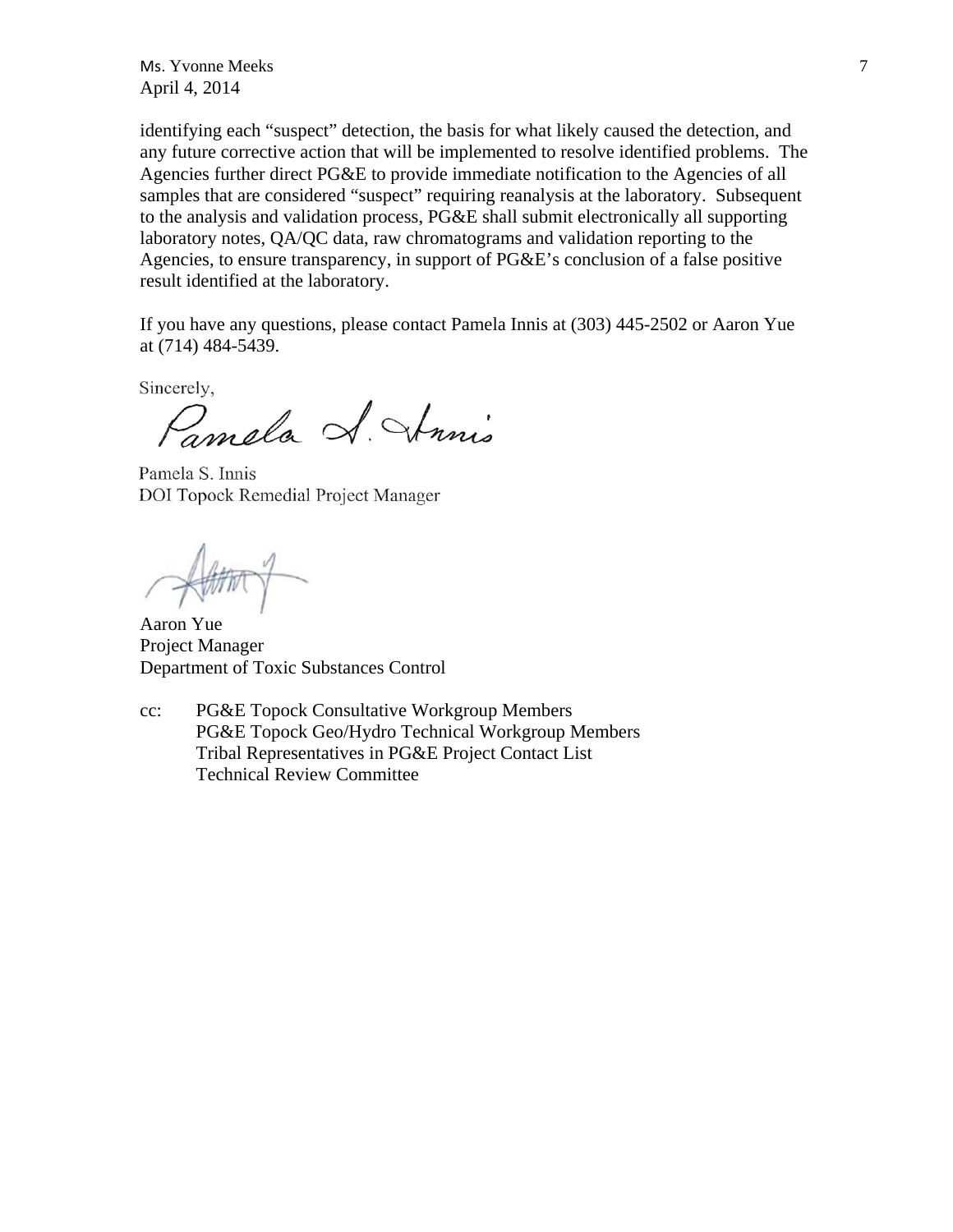identifying each "suspect" detection, the basis for what likely caused the detection, and any future corrective action that will be implemented to resolve identified problems. The Agencies further direct PG&E to provide immediate notification to the Agencies of all samples that are considered "suspect" requiring reanalysis at the laboratory. Subsequent to the analysis and validation process, PG&E shall submit electronically all supporting laboratory notes, QA/QC data, raw chromatograms and validation reporting to the Agencies, to ensure transparency, in support of PG&E's conclusion of a false positive result identified at the laboratory.

If you have any questions, please contact Pamela Innis at (303) 445-2502 or Aaron Yue at (714) 484-5439.

Sincerely,

Pamela S. Innis
DOI Topock Remedial Project Manager

Aaron Yue
Project Manager
Department of Toxic Substances Control

cc: PG&E Topock Consultative Workgroup Members
PG&E Topock Geo/Hydro Technical Workgroup Members
Tribal Representatives in PG&E Project Contact List
Technical Review Committee